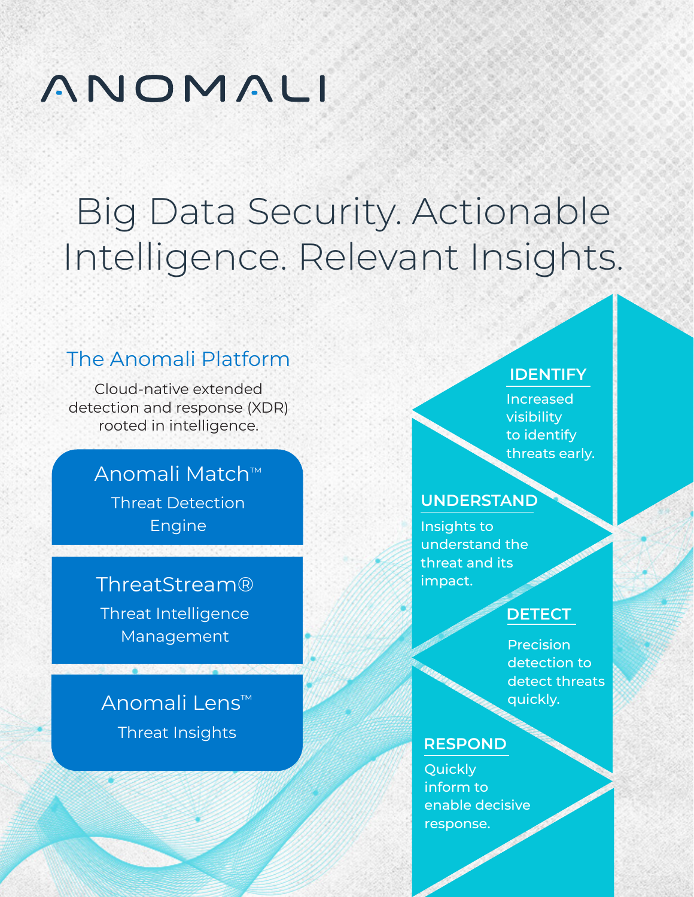# ANOMALI

## Big Data Security. Actionable Intelligence. Relevant Insights.

### The Anomali Platform

Cloud-native extended detection and response (XDR) rooted in intelligence.

**Anomali Match™**
Threat Detection Engine

**ThreatStream®**
Threat Intelligence Management

**Anomali Lens™**
Threat Insights

**IDENTIFY**
Increased visibility to identify threats early.

**UNDERSTAND**
Insights to understand the threat and its impact.

**DETECT**
Precision detection to detect threats quickly.

**RESPOND**
Quickly inform to enable decisive response.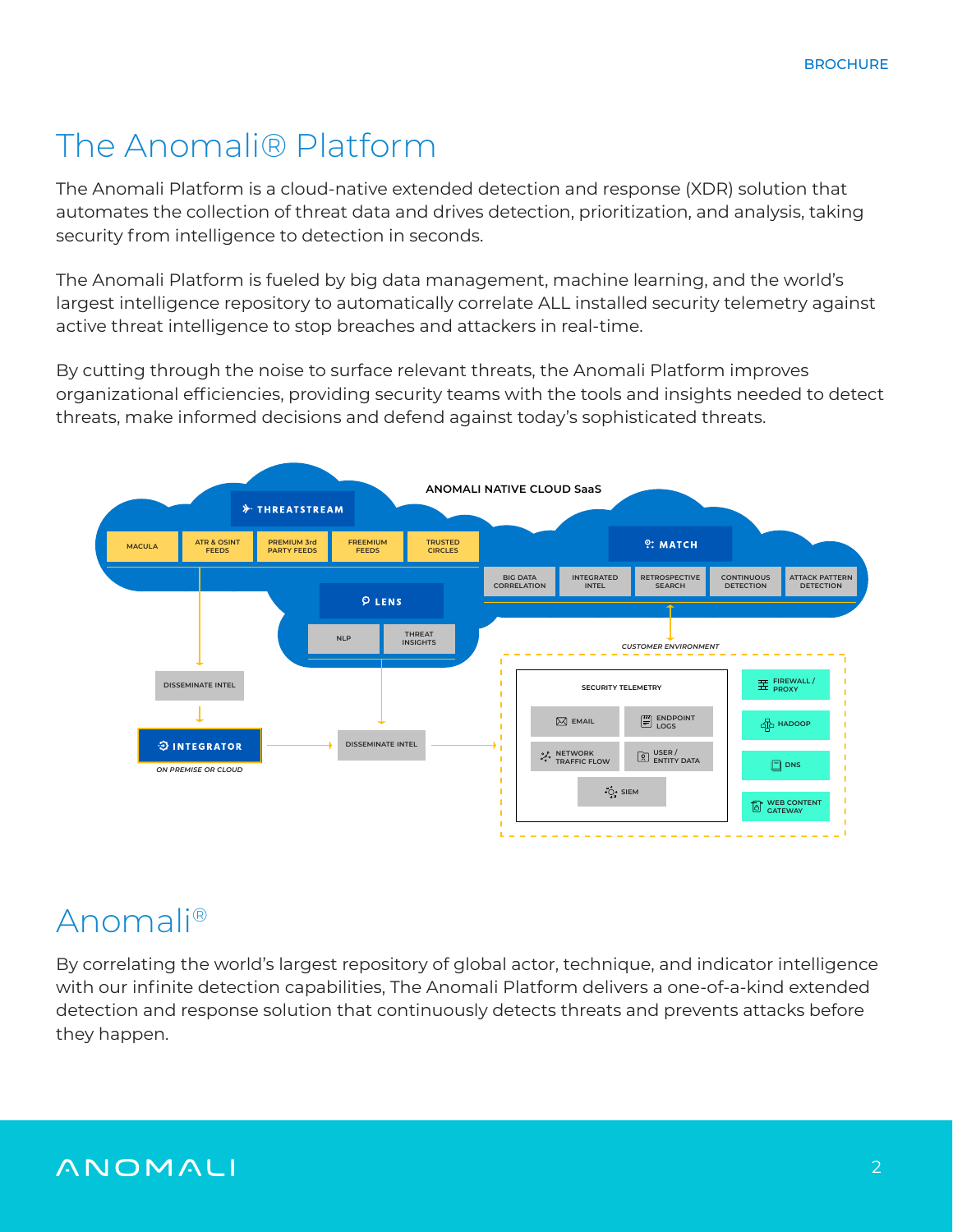# The Anomali® Platform

The Anomali Platform is a cloud-native extended detection and response (XDR) solution that automates the collection of threat data and drives detection, prioritization, and analysis, taking security from intelligence to detection in seconds.

The Anomali Platform is fueled by big data management, machine learning, and the world's largest intelligence repository to automatically correlate ALL installed security telemetry against active threat intelligence to stop breaches and attackers in real-time.

By cutting through the noise to surface relevant threats, the Anomali Platform improves organizational efficiencies, providing security teams with the tools and insights needed to detect threats, make informed decisions and defend against today's sophisticated threats.

ANOMALI NATIVE CLOUD SaaS

THREATSTREAM: MACULA | ATR & OSINT FEEDS | PREMIUM 3rd PARTY FEEDS | FREEMIUM FEEDS | TRUSTED CIRCLES

LENS: NLP | THREAT INSIGHTS

MATCH: BIG DATA CORRELATION | INTEGRATED INTEL | RETROSPECTIVE SEARCH | CONTINUOUS DETECTION | ATTACK PATTERN DETECTION

DISSEMINATE INTEL

INTEGRATOR

*ON PREMISE OR CLOUD*

DISSEMINATE INTEL

*CUSTOMER ENVIRONMENT*

SECURITY TELEMETRY: EMAIL | ENDPOINT LOGS | NETWORK TRAFFIC FLOW | USER / ENTITY DATA | SIEM

FIREWALL / PROXY | HADOOP | DNS | WEB CONTENT GATEWAY

# Anomali®

By correlating the world's largest repository of global actor, technique, and indicator intelligence with our infinite detection capabilities, The Anomali Platform delivers a one-of-a-kind extended detection and response solution that continuously detects threats and prevents attacks before they happen.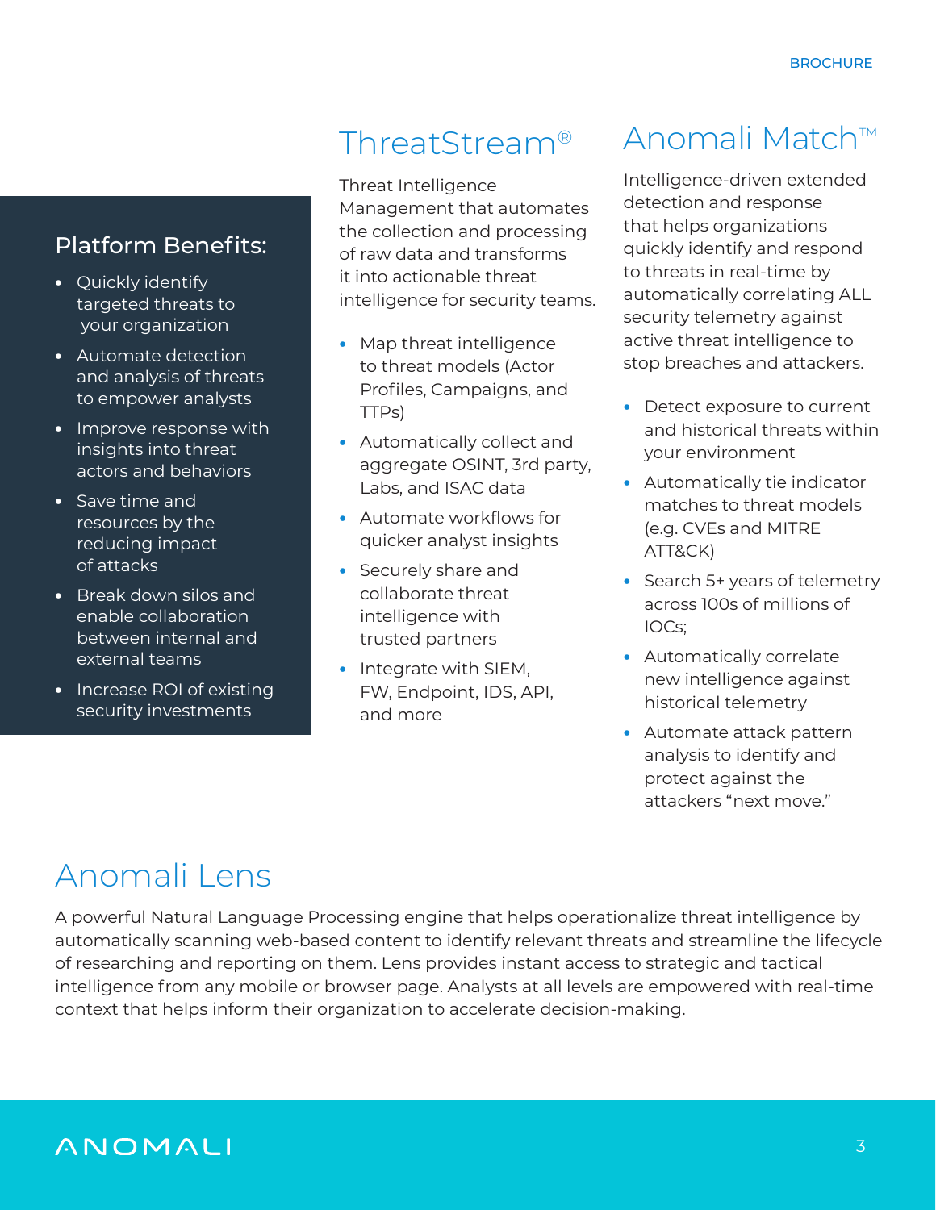## Platform Benefits:

- Quickly identify targeted threats to your organization
- Automate detection and analysis of threats to empower analysts
- Improve response with insights into threat actors and behaviors
- Save time and resources by the reducing impact of attacks
- Break down silos and enable collaboration between internal and external teams
- Increase ROI of existing security investments

# ThreatStream®

Threat Intelligence Management that automates the collection and processing of raw data and transforms it into actionable threat intelligence for security teams.

- Map threat intelligence to threat models (Actor Profiles, Campaigns, and TTPs)
- Automatically collect and aggregate OSINT, 3rd party, Labs, and ISAC data
- Automate workflows for quicker analyst insights
- Securely share and collaborate threat intelligence with trusted partners
- Integrate with SIEM, FW, Endpoint, IDS, API, and more

# Anomali Match™

Intelligence-driven extended detection and response that helps organizations quickly identify and respond to threats in real-time by automatically correlating ALL security telemetry against active threat intelligence to stop breaches and attackers.

- Detect exposure to current and historical threats within your environment
- Automatically tie indicator matches to threat models (e.g. CVEs and MITRE ATT&CK)
- Search 5+ years of telemetry across 100s of millions of IOCs;
- Automatically correlate new intelligence against historical telemetry
- Automate attack pattern analysis to identify and protect against the attackers "next move."

# Anomali Lens

A powerful Natural Language Processing engine that helps operationalize threat intelligence by automatically scanning web-based content to identify relevant threats and streamline the lifecycle of researching and reporting on them. Lens provides instant access to strategic and tactical intelligence from any mobile or browser page. Analysts at all levels are empowered with real-time context that helps inform their organization to accelerate decision-making.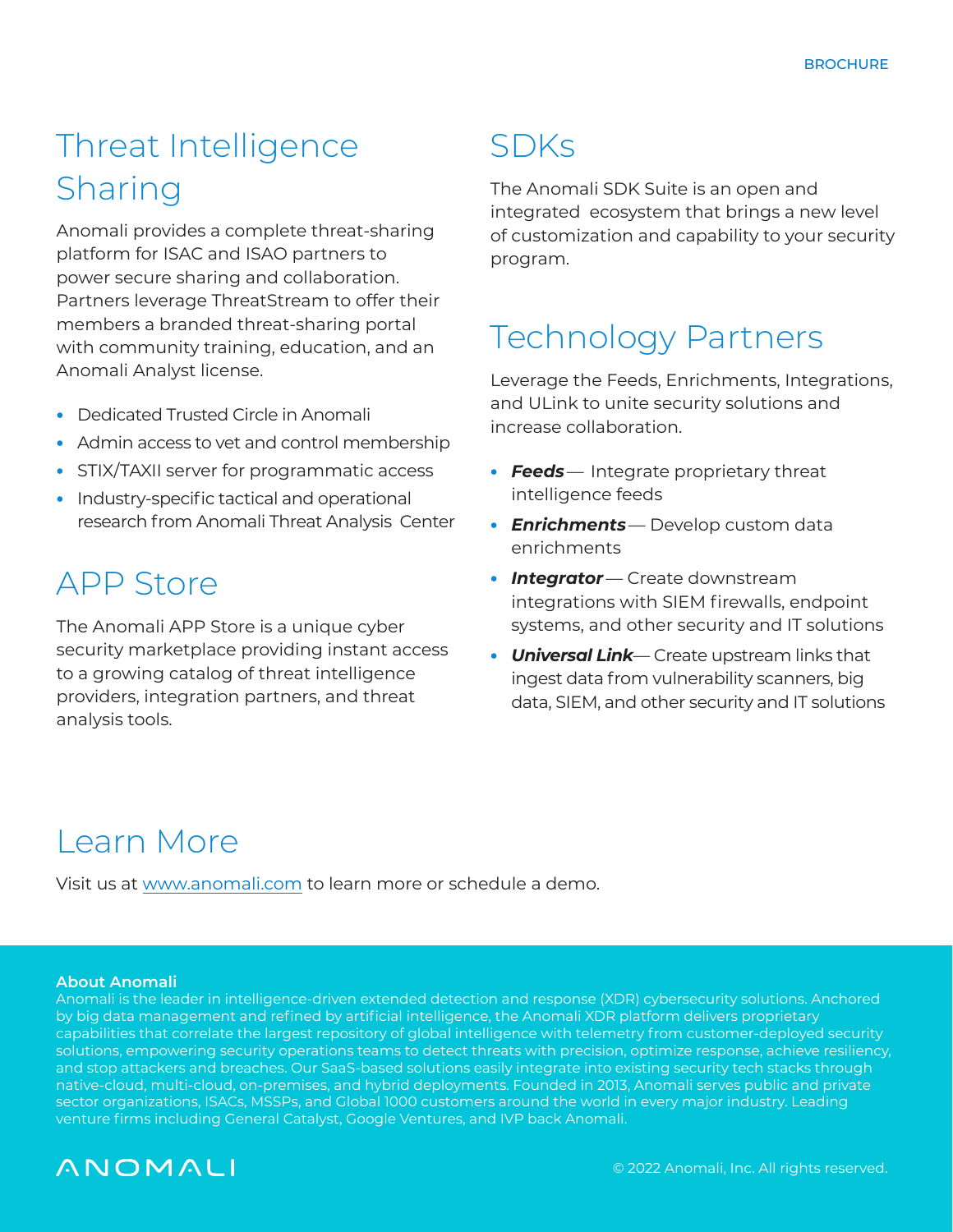## Threat Intelligence Sharing

Anomali provides a complete threat-sharing platform for ISAC and ISAO partners to power secure sharing and collaboration. Partners leverage ThreatStream to offer their members a branded threat-sharing portal with community training, education, and an Anomali Analyst license.

- Dedicated Trusted Circle in Anomali
- Admin access to vet and control membership
- STIX/TAXII server for programmatic access
- Industry-specific tactical and operational research from Anomali Threat Analysis Center

## APP Store

The Anomali APP Store is a unique cyber security marketplace providing instant access to a growing catalog of threat intelligence providers, integration partners, and threat analysis tools.

## SDKs

The Anomali SDK Suite is an open and integrated ecosystem that brings a new level of customization and capability to your security program.

## Technology Partners

Leverage the Feeds, Enrichments, Integrations, and ULink to unite security solutions and increase collaboration.

- ***Feeds*** — Integrate proprietary threat intelligence feeds
- ***Enrichments*** — Develop custom data enrichments
- ***Integrator*** — Create downstream integrations with SIEM firewalls, endpoint systems, and other security and IT solutions
- ***Universal Link*** — Create upstream links that ingest data from vulnerability scanners, big data, SIEM, and other security and IT solutions

## Learn More

Visit us at [www.anomali.com](http://www.anomali.com) to learn more or schedule a demo.

**About Anomali**

Anomali is the leader in intelligence-driven extended detection and response (XDR) cybersecurity solutions. Anchored by big data management and refined by artificial intelligence, the Anomali XDR platform delivers proprietary capabilities that correlate the largest repository of global intelligence with telemetry from customer-deployed security solutions, empowering security operations teams to detect threats with precision, optimize response, achieve resiliency, and stop attackers and breaches. Our SaaS-based solutions easily integrate into existing security tech stacks through native-cloud, multi-cloud, on-premises, and hybrid deployments. Founded in 2013, Anomali serves public and private sector organizations, ISACs, MSSPs, and Global 1000 customers around the world in every major industry. Leading venture firms including General Catalyst, Google Ventures, and IVP back Anomali.

ANOMALI

© 2022 Anomali, Inc. All rights reserved.